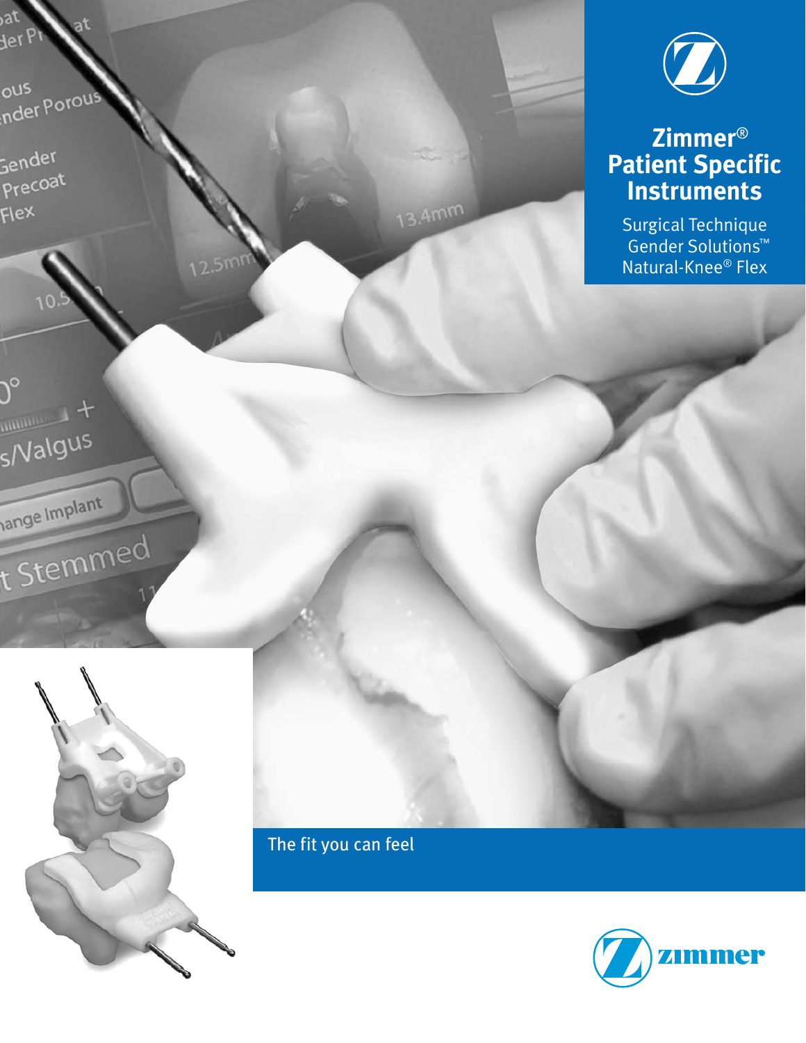# Zimmer® Patient Specific Instruments

Surgical Technique
Gender Solutions™
Natural-Knee® Flex

The fit you can feel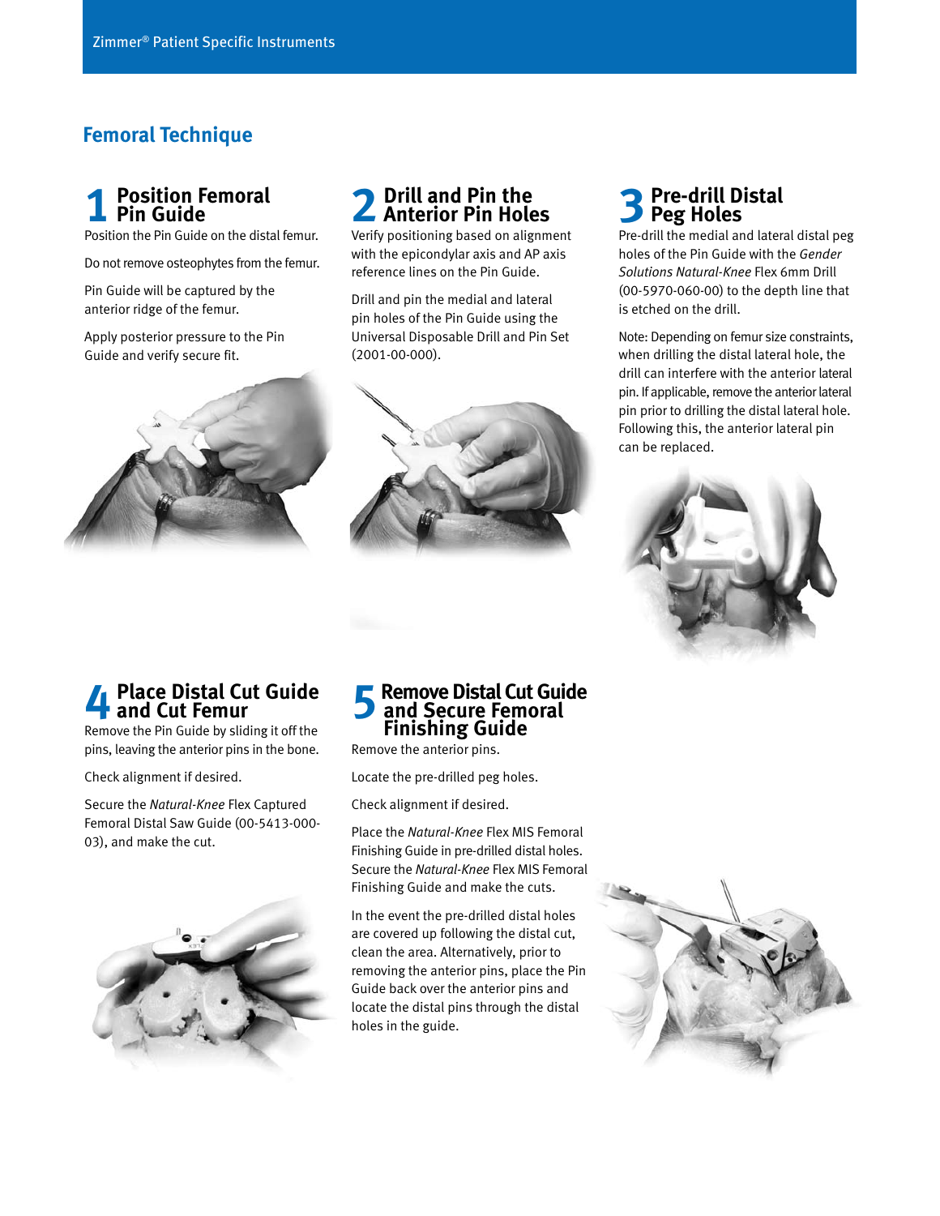## Femoral Technique

### 1 Position Femoral Pin Guide

Position the Pin Guide on the distal femur.

Do not remove osteophytes from the femur.

Pin Guide will be captured by the anterior ridge of the femur.

Apply posterior pressure to the Pin Guide and verify secure fit.

### 2 Drill and Pin the Anterior Pin Holes

Verify positioning based on alignment with the epicondylar axis and AP axis reference lines on the Pin Guide.

Drill and pin the medial and lateral pin holes of the Pin Guide using the Universal Disposable Drill and Pin Set (2001-00-000).

### 3 Pre-drill Distal Peg Holes

Pre-drill the medial and lateral distal peg holes of the Pin Guide with the *Gender Solutions Natural-Knee* Flex 6mm Drill (00-5970-060-00) to the depth line that is etched on the drill.

Note: Depending on femur size constraints, when drilling the distal lateral hole, the drill can interfere with the anterior lateral pin. If applicable, remove the anterior lateral pin prior to drilling the distal lateral hole. Following this, the anterior lateral pin can be replaced.

### 4 Place Distal Cut Guide and Cut Femur

Remove the Pin Guide by sliding it off the pins, leaving the anterior pins in the bone.

Check alignment if desired.

Secure the *Natural-Knee* Flex Captured Femoral Distal Saw Guide (00-5413-000-03), and make the cut.

### 5 Remove Distal Cut Guide and Secure Femoral Finishing Guide

Remove the anterior pins.

Locate the pre-drilled peg holes.

Check alignment if desired.

Place the *Natural-Knee* Flex MIS Femoral Finishing Guide in pre-drilled distal holes. Secure the *Natural-Knee* Flex MIS Femoral Finishing Guide and make the cuts.

In the event the pre-drilled distal holes are covered up following the distal cut, clean the area. Alternatively, prior to removing the anterior pins, place the Pin Guide back over the anterior pins and locate the distal pins through the distal holes in the guide.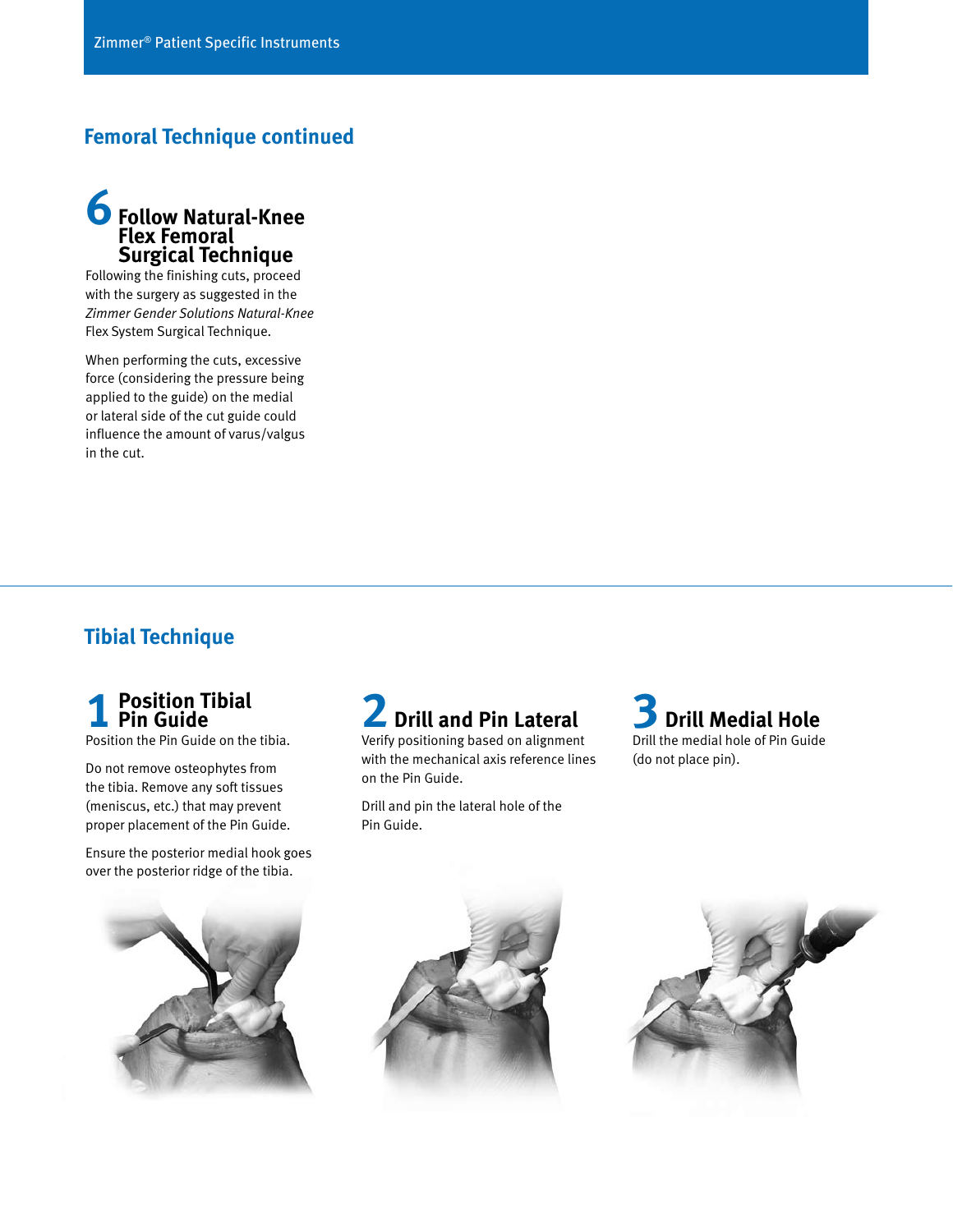## Femoral Technique continued

### 6 Follow Natural-Knee Flex Femoral Surgical Technique

Following the finishing cuts, proceed with the surgery as suggested in the *Zimmer Gender Solutions Natural-Knee* Flex System Surgical Technique.

When performing the cuts, excessive force (considering the pressure being applied to the guide) on the medial or lateral side of the cut guide could influence the amount of varus/valgus in the cut.

## Tibial Technique

### 1 Position Tibial Pin Guide

Position the Pin Guide on the tibia.

Do not remove osteophytes from the tibia. Remove any soft tissues (meniscus, etc.) that may prevent proper placement of the Pin Guide.

Ensure the posterior medial hook goes over the posterior ridge of the tibia.

### 2 Drill and Pin Lateral

Verify positioning based on alignment with the mechanical axis reference lines on the Pin Guide.

Drill and pin the lateral hole of the Pin Guide.

### 3 Drill Medial Hole

Drill the medial hole of Pin Guide (do not place pin).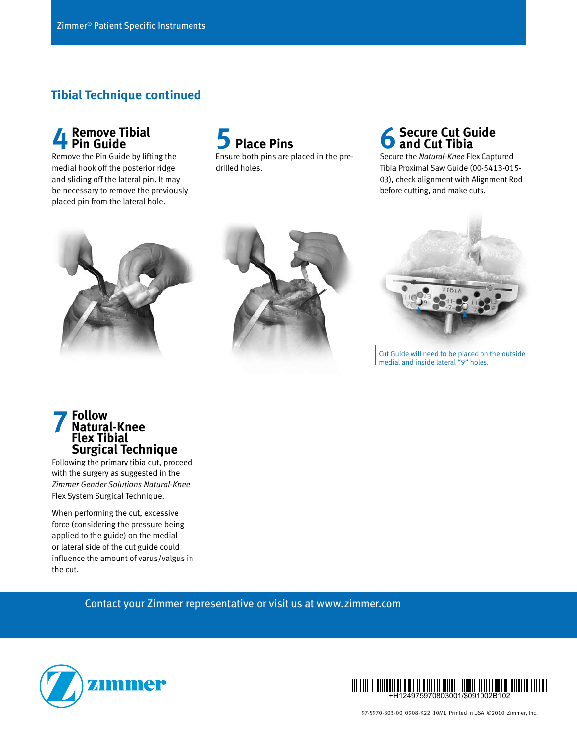## Tibial Technique continued

### 4 Remove Tibial Pin Guide

Remove the Pin Guide by lifting the medial hook off the posterior ridge and sliding off the lateral pin. It may be necessary to remove the previously placed pin from the lateral hole.

### 5 Place Pins

Ensure both pins are placed in the pre-drilled holes.

### 6 Secure Cut Guide and Cut Tibia

Secure the *Natural-Knee* Flex Captured Tibia Proximal Saw Guide (00-5413-015-03), check alignment with Alignment Rod before cutting, and make cuts.

Cut Guide will need to be placed on the outside medial and inside lateral "9" holes.

### 7 Follow Natural-Knee Flex Tibial Surgical Technique

Following the primary tibia cut, proceed with the surgery as suggested in the *Zimmer Gender Solutions Natural-Knee* Flex System Surgical Technique.

When performing the cut, excessive force (considering the pressure being applied to the guide) on the medial or lateral side of the cut guide could influence the amount of varus/valgus in the cut.

Contact your Zimmer representative or visit us at www.zimmer.com

+H124975970803001/$091002B102

97-5970-803-00 0908-K22 10ML Printed in USA ©2010 Zimmer, Inc.